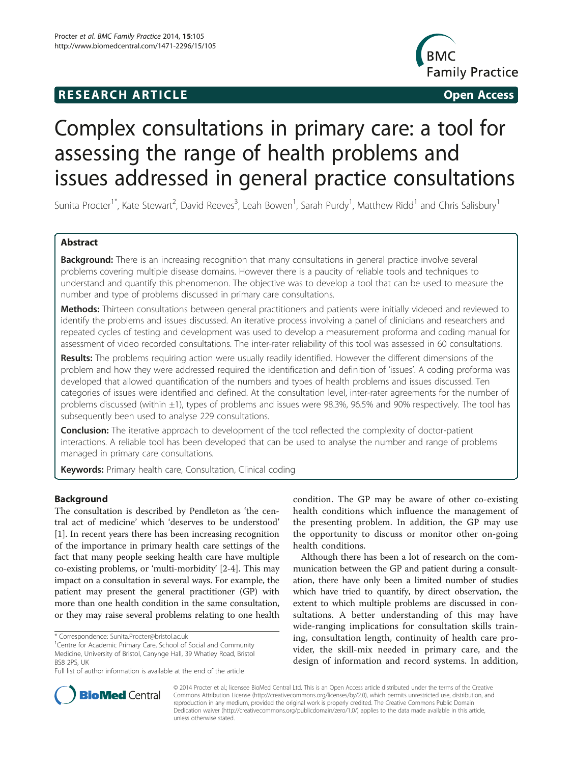RESEARCH ARTICLE Open Access

# Complex consultations in primary care: a tool for assessing the range of health problems and issues addressed in general practice consultations

Sunita Procter[1*], Kate Stewart[2], David Reeves[3], Leah Bowen[1], Sarah Purdy[1], Matthew Ridd[1] and Chris Salisbury[1]

## Abstract

**Background:** There is an increasing recognition that many consultations in general practice involve several problems covering multiple disease domains. However there is a paucity of reliable tools and techniques to understand and quantify this phenomenon. The objective was to develop a tool that can be used to measure the number and type of problems discussed in primary care consultations.

**Methods:** Thirteen consultations between general practitioners and patients were initially videoed and reviewed to identify the problems and issues discussed. An iterative process involving a panel of clinicians and researchers and repeated cycles of testing and development was used to develop a measurement proforma and coding manual for assessment of video recorded consultations. The inter-rater reliability of this tool was assessed in 60 consultations.

**Results:** The problems requiring action were usually readily identified. However the different dimensions of the problem and how they were addressed required the identification and definition of 'issues'. A coding proforma was developed that allowed quantification of the numbers and types of health problems and issues discussed. Ten categories of issues were identified and defined. At the consultation level, inter-rater agreements for the number of problems discussed (within ±1), types of problems and issues were 98.3%, 96.5% and 90% respectively. The tool has subsequently been used to analyse 229 consultations.

**Conclusion:** The iterative approach to development of the tool reflected the complexity of doctor-patient interactions. A reliable tool has been developed that can be used to analyse the number and range of problems managed in primary care consultations.

**Keywords:** Primary health care, Consultation, Clinical coding

## Background

The consultation is described by Pendleton as 'the central act of medicine' which 'deserves to be understood' [1]. In recent years there has been increasing recognition of the importance in primary health care settings of the fact that many people seeking health care have multiple co-existing problems, or 'multi-morbidity' [2-4]. This may impact on a consultation in several ways. For example, the patient may present the general practitioner (GP) with more than one health condition in the same consultation, or they may raise several problems relating to one health condition. The GP may be aware of other co-existing health conditions which influence the management of the presenting problem. In addition, the GP may use the opportunity to discuss or monitor other on-going health conditions.

Although there has been a lot of research on the communication between the GP and patient during a consultation, there have only been a limited number of studies which have tried to quantify, by direct observation, the extent to which multiple problems are discussed in consultations. A better understanding of this may have wide-ranging implications for consultation skills training, consultation length, continuity of health care provider, the skill-mix needed in primary care, and the design of information and record systems. In addition,

\* Correspondence: Sunita.Procter@bristol.ac.uk
[1]Centre for Academic Primary Care, School of Social and Community Medicine, University of Bristol, Canynge Hall, 39 Whatley Road, Bristol BS8 2PS, UK

Full list of author information is available at the end of the article

© 2014 Procter et al.; licensee BioMed Central Ltd. This is an Open Access article distributed under the terms of the Creative Commons Attribution License (http://creativecommons.org/licenses/by/2.0), which permits unrestricted use, distribution, and reproduction in any medium, provided the original work is properly credited. The Creative Commons Public Domain Dedication waiver (http://creativecommons.org/publicdomain/zero/1.0/) applies to the data made available in this article, unless otherwise stated.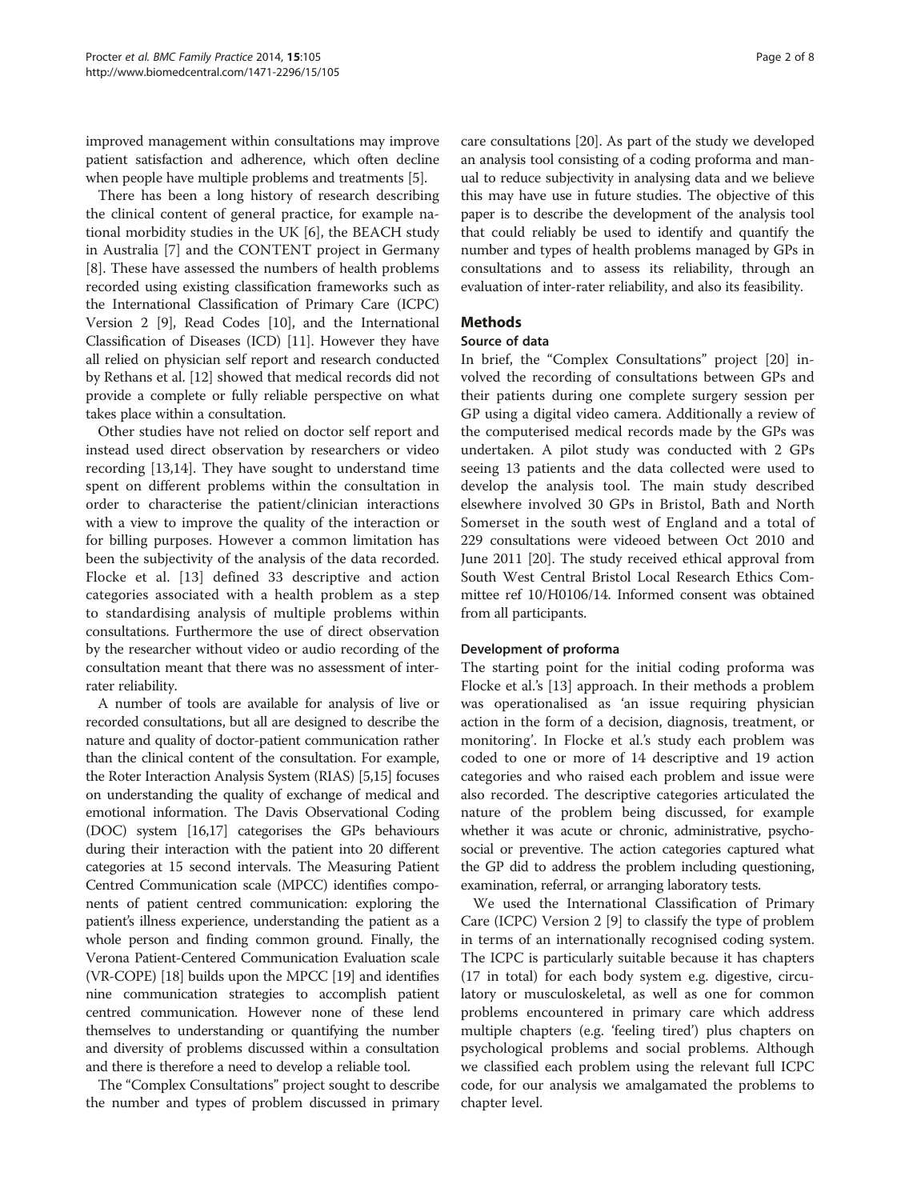improved management within consultations may improve patient satisfaction and adherence, which often decline when people have multiple problems and treatments [5].

There has been a long history of research describing the clinical content of general practice, for example national morbidity studies in the UK [6], the BEACH study in Australia [7] and the CONTENT project in Germany [8]. These have assessed the numbers of health problems recorded using existing classification frameworks such as the International Classification of Primary Care (ICPC) Version 2 [9], Read Codes [10], and the International Classification of Diseases (ICD) [11]. However they have all relied on physician self report and research conducted by Rethans et al. [12] showed that medical records did not provide a complete or fully reliable perspective on what takes place within a consultation.

Other studies have not relied on doctor self report and instead used direct observation by researchers or video recording [13,14]. They have sought to understand time spent on different problems within the consultation in order to characterise the patient/clinician interactions with a view to improve the quality of the interaction or for billing purposes. However a common limitation has been the subjectivity of the analysis of the data recorded. Flocke et al. [13] defined 33 descriptive and action categories associated with a health problem as a step to standardising analysis of multiple problems within consultations. Furthermore the use of direct observation by the researcher without video or audio recording of the consultation meant that there was no assessment of inter-rater reliability.

A number of tools are available for analysis of live or recorded consultations, but all are designed to describe the nature and quality of doctor-patient communication rather than the clinical content of the consultation. For example, the Roter Interaction Analysis System (RIAS) [5,15] focuses on understanding the quality of exchange of medical and emotional information. The Davis Observational Coding (DOC) system [16,17] categorises the GPs behaviours during their interaction with the patient into 20 different categories at 15 second intervals. The Measuring Patient Centred Communication scale (MPCC) identifies components of patient centred communication: exploring the patient's illness experience, understanding the patient as a whole person and finding common ground. Finally, the Verona Patient-Centered Communication Evaluation scale (VR-COPE) [18] builds upon the MPCC [19] and identifies nine communication strategies to accomplish patient centred communication. However none of these lend themselves to understanding or quantifying the number and diversity of problems discussed within a consultation and there is therefore a need to develop a reliable tool.

The "Complex Consultations" project sought to describe the number and types of problem discussed in primary care consultations [20]. As part of the study we developed an analysis tool consisting of a coding proforma and manual to reduce subjectivity in analysing data and we believe this may have use in future studies. The objective of this paper is to describe the development of the analysis tool that could reliably be used to identify and quantify the number and types of health problems managed by GPs in consultations and to assess its reliability, through an evaluation of inter-rater reliability, and also its feasibility.

## Methods

### Source of data

In brief, the "Complex Consultations" project [20] involved the recording of consultations between GPs and their patients during one complete surgery session per GP using a digital video camera. Additionally a review of the computerised medical records made by the GPs was undertaken. A pilot study was conducted with 2 GPs seeing 13 patients and the data collected were used to develop the analysis tool. The main study described elsewhere involved 30 GPs in Bristol, Bath and North Somerset in the south west of England and a total of 229 consultations were videoed between Oct 2010 and June 2011 [20]. The study received ethical approval from South West Central Bristol Local Research Ethics Committee ref 10/H0106/14. Informed consent was obtained from all participants.

### Development of proforma

The starting point for the initial coding proforma was Flocke et al.'s [13] approach. In their methods a problem was operationalised as 'an issue requiring physician action in the form of a decision, diagnosis, treatment, or monitoring'. In Flocke et al.'s study each problem was coded to one or more of 14 descriptive and 19 action categories and who raised each problem and issue were also recorded. The descriptive categories articulated the nature of the problem being discussed, for example whether it was acute or chronic, administrative, psychosocial or preventive. The action categories captured what the GP did to address the problem including questioning, examination, referral, or arranging laboratory tests.

We used the International Classification of Primary Care (ICPC) Version 2 [9] to classify the type of problem in terms of an internationally recognised coding system. The ICPC is particularly suitable because it has chapters (17 in total) for each body system e.g. digestive, circulatory or musculoskeletal, as well as one for common problems encountered in primary care which address multiple chapters (e.g. 'feeling tired') plus chapters on psychological problems and social problems. Although we classified each problem using the relevant full ICPC code, for our analysis we amalgamated the problems to chapter level.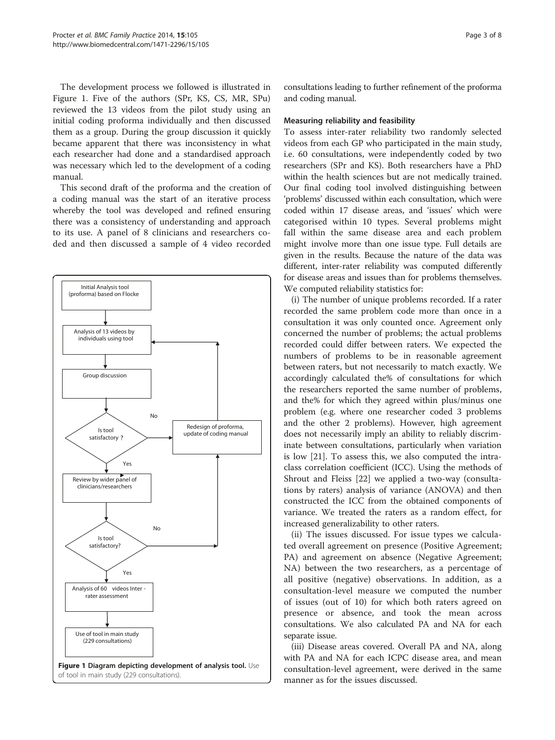The development process we followed is illustrated in Figure 1. Five of the authors (SPr, KS, CS, MR, SPu) reviewed the 13 videos from the pilot study using an initial coding proforma individually and then discussed them as a group. During the group discussion it quickly became apparent that there was inconsistency in what each researcher had done and a standardised approach was necessary which led to the development of a coding manual.

This second draft of the proforma and the creation of a coding manual was the start of an iterative process whereby the tool was developed and refined ensuring there was a consistency of understanding and approach to its use. A panel of 8 clinicians and researchers coded and then discussed a sample of 4 video recorded consultations leading to further refinement of the proforma and coding manual.

**Figure 1 Diagram depicting development of analysis tool.** Use of tool in main study (229 consultations).

#### Measuring reliability and feasibility

To assess inter-rater reliability two randomly selected videos from each GP who participated in the main study, i.e. 60 consultations, were independently coded by two researchers (SPr and KS). Both researchers have a PhD within the health sciences but are not medically trained. Our final coding tool involved distinguishing between 'problems' discussed within each consultation, which were coded within 17 disease areas, and 'issues' which were categorised within 10 types. Several problems might fall within the same disease area and each problem might involve more than one issue type. Full details are given in the results. Because the nature of the data was different, inter-rater reliability was computed differently for disease areas and issues than for problems themselves. We computed reliability statistics for:

(i) The number of unique problems recorded. If a rater recorded the same problem code more than once in a consultation it was only counted once. Agreement only concerned the number of problems; the actual problems recorded could differ between raters. We expected the numbers of problems to be in reasonable agreement between raters, but not necessarily to match exactly. We accordingly calculated the% of consultations for which the researchers reported the same number of problems, and the% for which they agreed within plus/minus one problem (e.g. where one researcher coded 3 problems and the other 2 problems). However, high agreement does not necessarily imply an ability to reliably discriminate between consultations, particularly when variation is low [21]. To assess this, we also computed the intra-class correlation coefficient (ICC). Using the methods of Shrout and Fleiss [22] we applied a two-way (consultations by raters) analysis of variance (ANOVA) and then constructed the ICC from the obtained components of variance. We treated the raters as a random effect, for increased generalizability to other raters.

(ii) The issues discussed. For issue types we calculated overall agreement on presence (Positive Agreement; PA) and agreement on absence (Negative Agreement; NA) between the two researchers, as a percentage of all positive (negative) observations. In addition, as a consultation-level measure we computed the number of issues (out of 10) for which both raters agreed on presence or absence, and took the mean across consultations. We also calculated PA and NA for each separate issue.

(iii) Disease areas covered. Overall PA and NA, along with PA and NA for each ICPC disease area, and mean consultation-level agreement, were derived in the same manner as for the issues discussed.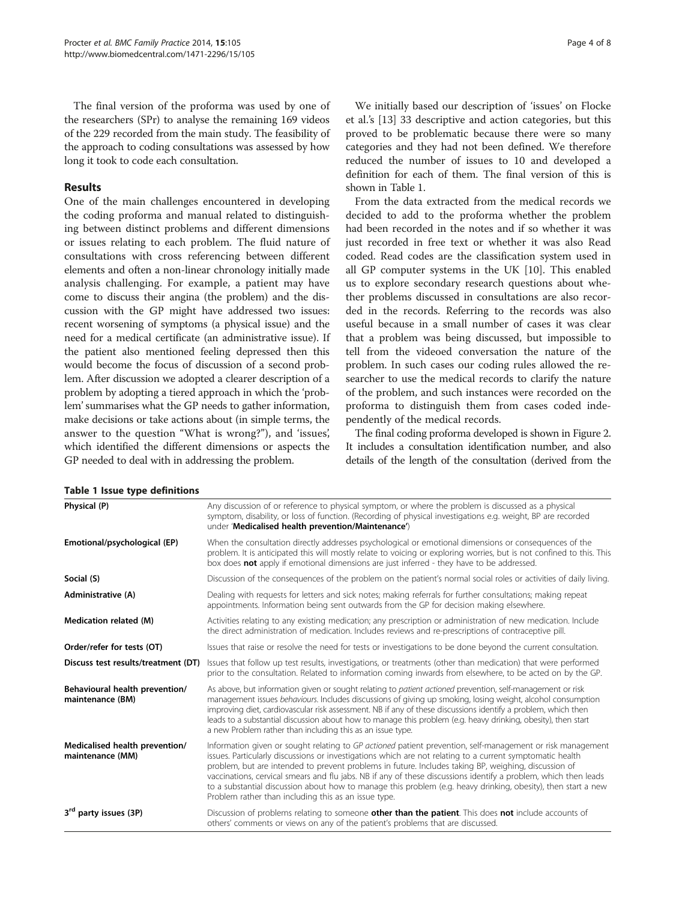The final version of the proforma was used by one of the researchers (SPr) to analyse the remaining 169 videos of the 229 recorded from the main study. The feasibility of the approach to coding consultations was assessed by how long it took to code each consultation.

## Results

One of the main challenges encountered in developing the coding proforma and manual related to distinguishing between distinct problems and different dimensions or issues relating to each problem. The fluid nature of consultations with cross referencing between different elements and often a non-linear chronology initially made analysis challenging. For example, a patient may have come to discuss their angina (the problem) and the discussion with the GP might have addressed two issues: recent worsening of symptoms (a physical issue) and the need for a medical certificate (an administrative issue). If the patient also mentioned feeling depressed then this would become the focus of discussion of a second problem. After discussion we adopted a clearer description of a problem by adopting a tiered approach in which the 'problem' summarises what the GP needs to gather information, make decisions or take actions about (in simple terms, the answer to the question "What is wrong?"), and 'issues', which identified the different dimensions or aspects the GP needed to deal with in addressing the problem.

We initially based our description of 'issues' on Flocke et al.'s [13] 33 descriptive and action categories, but this proved to be problematic because there were so many categories and they had not been defined. We therefore reduced the number of issues to 10 and developed a definition for each of them. The final version of this is shown in Table 1.

From the data extracted from the medical records we decided to add to the proforma whether the problem had been recorded in the notes and if so whether it was just recorded in free text or whether it was also Read coded. Read codes are the classification system used in all GP computer systems in the UK [10]. This enabled us to explore secondary research questions about whether problems discussed in consultations are also recorded in the records. Referring to the records was also useful because in a small number of cases it was clear that a problem was being discussed, but impossible to tell from the videoed conversation the nature of the problem. In such cases our coding rules allowed the researcher to use the medical records to clarify the nature of the problem, and such instances were recorded on the proforma to distinguish them from cases coded independently of the medical records.

The final coding proforma developed is shown in Figure 2. It includes a consultation identification number, and also details of the length of the consultation (derived from the

**Table 1 Issue type definitions**

| | |
|---|---|
| **Physical (P)** | Any discussion of or reference to physical symptom, or where the problem is discussed as a physical symptom, disability, or loss of function. (Recording of physical investigations e.g. weight, BP are recorded under '**Medicalised health prevention/Maintenance**') |
| **Emotional/psychological (EP)** | When the consultation directly addresses psychological or emotional dimensions or consequences of the problem. It is anticipated this will mostly relate to voicing or exploring worries, but is not confined to this. This box does **not** apply if emotional dimensions are just inferred - they have to be addressed. |
| **Social (S)** | Discussion of the consequences of the problem on the patient's normal social roles or activities of daily living. |
| **Administrative (A)** | Dealing with requests for letters and sick notes; making referrals for further consultations; making repeat appointments. Information being sent outwards from the GP for decision making elsewhere. |
| **Medication related (M)** | Activities relating to any existing medication; any prescription or administration of new medication. Include the direct administration of medication. Includes reviews and re-prescriptions of contraceptive pill. |
| **Order/refer for tests (OT)** | Issues that raise or resolve the need for tests or investigations to be done beyond the current consultation. |
| **Discuss test results/treatment (DT)** | Issues that follow up test results, investigations, or treatments (other than medication) that were performed prior to the consultation. Related to information coming inwards from elsewhere, to be acted on by the GP. |
| **Behavioural health prevention/ maintenance (BM)** | As above, but information given or sought relating to *patient actioned* prevention, self-management or risk management issues *behaviours*. Includes discussions of giving up smoking, losing weight, alcohol consumption improving diet, cardiovascular risk assessment. NB if any of these discussions identify a problem, which then leads to a substantial discussion about how to manage this problem (e.g. heavy drinking, obesity), then start a new Problem rather than including this as an issue type. |
| **Medicalised health prevention/ maintenance (MM)** | Information given or sought relating to *GP actioned* patient prevention, self-management or risk management issues. Particularly discussions or investigations which are not relating to a current symptomatic health problem, but are intended to prevent problems in future. Includes taking BP, weighing, discussion of vaccinations, cervical smears and flu jabs. NB if any of these discussions identify a problem, which then leads to a substantial discussion about how to manage this problem (e.g. heavy drinking, obesity), then start a new Problem rather than including this as an issue type. |
| **3rd party issues (3P)** | Discussion of problems relating to someone **other than the patient**. This does **not** include accounts of others' comments or views on any of the patient's problems that are discussed. |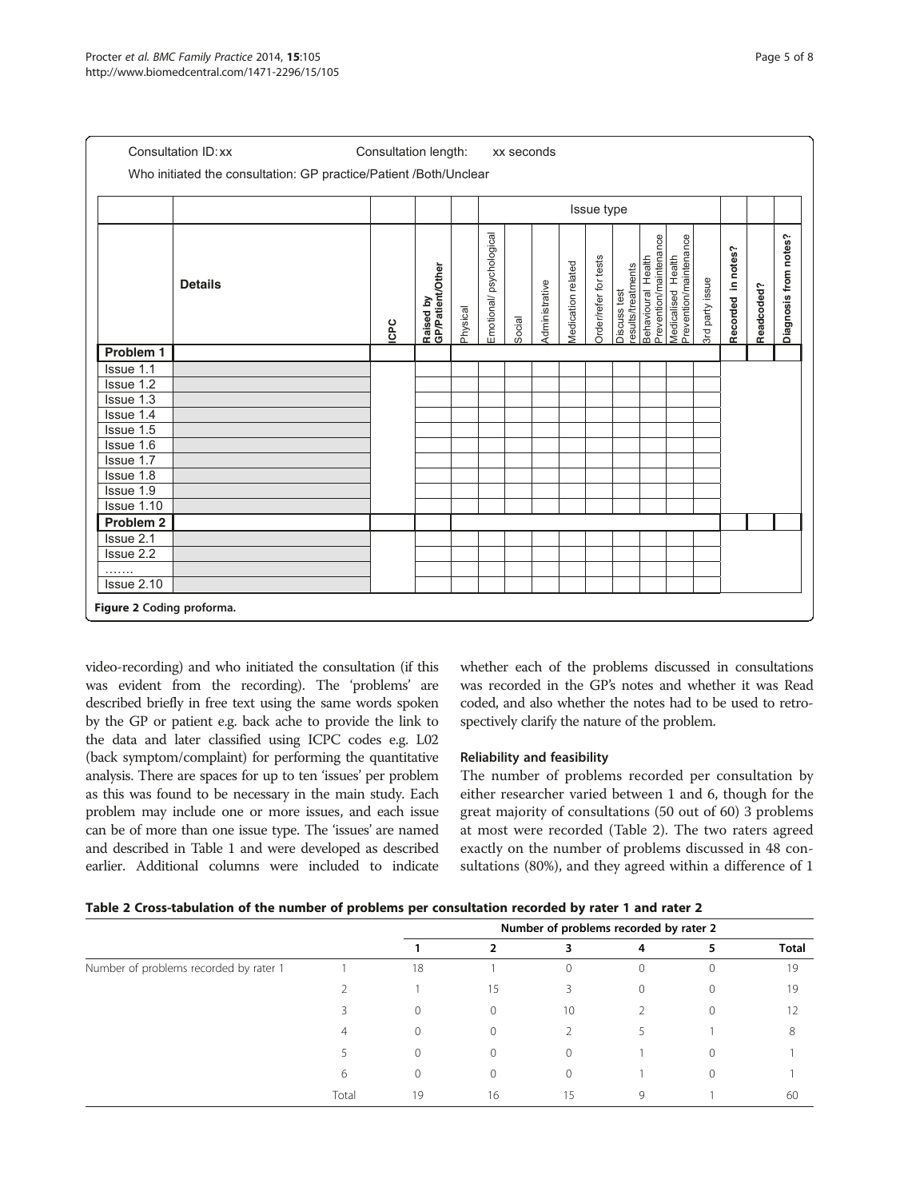Consultation ID: xx    Consultation length: xx seconds

Who initiated the consultation: GP practice/Patient /Both/Unclear

| | | | | Issue type | | | | | | | | | | | | | |
|---|---|---|---|---|---|---|---|---|---|---|---|---|---|---|---|---|---|
| | **Details** | ICPC | Raised by GP/Patient/Other | Physical | Emotional/ psychological | Social | Administrative | Medication related | Order/refer for tests | Discuss test results/treatments | Behavioural Health Prevention/maintenance | Medicalised Health Prevention/maintenance | 3rd party issue | Recorded in notes? | Readcoded? | Diagnosis from notes? |
| **Problem 1** | | | | | | | | | | | | | | | | |
| Issue 1.1 | | | | | | | | | | | | | | | | |
| Issue 1.2 | | | | | | | | | | | | | | | | |
| Issue 1.3 | | | | | | | | | | | | | | | | |
| Issue 1.4 | | | | | | | | | | | | | | | | |
| Issue 1.5 | | | | | | | | | | | | | | | | |
| Issue 1.6 | | | | | | | | | | | | | | | | |
| Issue 1.7 | | | | | | | | | | | | | | | | |
| Issue 1.8 | | | | | | | | | | | | | | | | |
| Issue 1.9 | | | | | | | | | | | | | | | | |
| Issue 1.10 | | | | | | | | | | | | | | | | |
| **Problem 2** | | | | | | | | | | | | | | | | |
| Issue 2.1 | | | | | | | | | | | | | | | | |
| Issue 2.2 | | | | | | | | | | | | | | | | |
| ....... | | | | | | | | | | | | | | | | |
| Issue 2.10 | | | | | | | | | | | | | | | | |

**Figure 2** Coding proforma.

video-recording) and who initiated the consultation (if this was evident from the recording). The 'problems' are described briefly in free text using the same words spoken by the GP or patient e.g. back ache to provide the link to the data and later classified using ICPC codes e.g. L02 (back symptom/complaint) for performing the quantitative analysis. There are spaces for up to ten 'issues' per problem as this was found to be necessary in the main study. Each problem may include one or more issues, and each issue can be of more than one issue type. The 'issues' are named and described in Table 1 and were developed as described earlier. Additional columns were included to indicate whether each of the problems discussed in consultations was recorded in the GP's notes and whether it was Read coded, and also whether the notes had to be used to retrospectively clarify the nature of the problem.

### Reliability and feasibility

The number of problems recorded per consultation by either researcher varied between 1 and 6, though for the great majority of consultations (50 out of 60) 3 problems at most were recorded (Table 2). The two raters agreed exactly on the number of problems discussed in 48 consultations (80%), and they agreed within a difference of 1

**Table 2 Cross-tabulation of the number of problems per consultation recorded by rater 1 and rater 2**

| | | Number of problems recorded by rater 2 | | | | | |
|---|---|---|---|---|---|---|---|
| | | 1 | 2 | 3 | 4 | 5 | Total |
| Number of problems recorded by rater 1 | 1 | 18 | 1 | 0 | 0 | 0 | 19 |
| | 2 | 1 | 15 | 3 | 0 | 0 | 19 |
| | 3 | 0 | 0 | 10 | 2 | 0 | 12 |
| | 4 | 0 | 0 | 2 | 5 | 1 | 8 |
| | 5 | 0 | 0 | 0 | 1 | 0 | 1 |
| | 6 | 0 | 0 | 0 | 1 | 0 | 1 |
| | Total | 19 | 16 | 15 | 9 | 1 | 60 |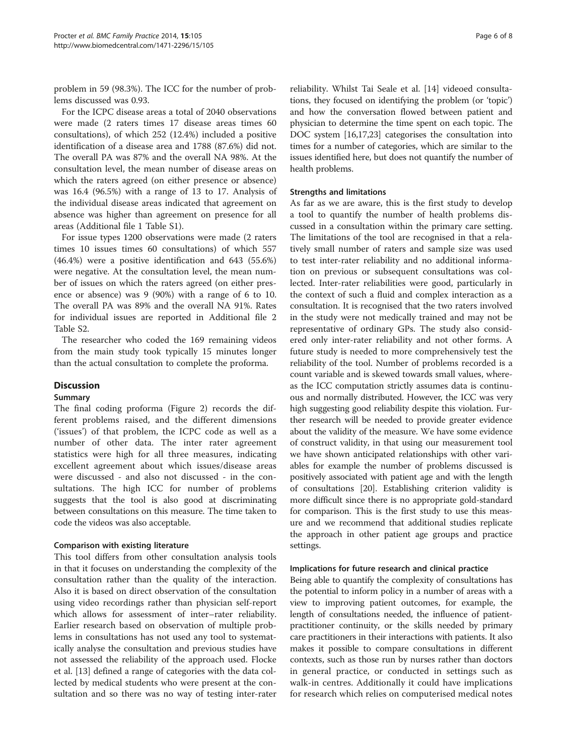problem in 59 (98.3%). The ICC for the number of problems discussed was 0.93.

For the ICPC disease areas a total of 2040 observations were made (2 raters times 17 disease areas times 60 consultations), of which 252 (12.4%) included a positive identification of a disease area and 1788 (87.6%) did not. The overall PA was 87% and the overall NA 98%. At the consultation level, the mean number of disease areas on which the raters agreed (on either presence or absence) was 16.4 (96.5%) with a range of 13 to 17. Analysis of the individual disease areas indicated that agreement on absence was higher than agreement on presence for all areas (Additional file 1 Table S1).

For issue types 1200 observations were made (2 raters times 10 issues times 60 consultations) of which 557 (46.4%) were a positive identification and 643 (55.6%) were negative. At the consultation level, the mean number of issues on which the raters agreed (on either presence or absence) was 9 (90%) with a range of 6 to 10. The overall PA was 89% and the overall NA 91%. Rates for individual issues are reported in Additional file 2 Table S2.

The researcher who coded the 169 remaining videos from the main study took typically 15 minutes longer than the actual consultation to complete the proforma.

## Discussion

### Summary

The final coding proforma (Figure 2) records the different problems raised, and the different dimensions ('issues') of that problem, the ICPC code as well as a number of other data. The inter rater agreement statistics were high for all three measures, indicating excellent agreement about which issues/disease areas were discussed - and also not discussed - in the consultations. The high ICC for number of problems suggests that the tool is also good at discriminating between consultations on this measure. The time taken to code the videos was also acceptable.

### Comparison with existing literature

This tool differs from other consultation analysis tools in that it focuses on understanding the complexity of the consultation rather than the quality of the interaction. Also it is based on direct observation of the consultation using video recordings rather than physician self-report which allows for assessment of inter–rater reliability. Earlier research based on observation of multiple problems in consultations has not used any tool to systematically analyse the consultation and previous studies have not assessed the reliability of the approach used. Flocke et al. [13] defined a range of categories with the data collected by medical students who were present at the consultation and so there was no way of testing inter-rater reliability. Whilst Tai Seale et al. [14] videoed consultations, they focused on identifying the problem (or 'topic') and how the conversation flowed between patient and physician to determine the time spent on each topic. The DOC system [16,17,23] categorises the consultation into times for a number of categories, which are similar to the issues identified here, but does not quantify the number of health problems.

### Strengths and limitations

As far as we are aware, this is the first study to develop a tool to quantify the number of health problems discussed in a consultation within the primary care setting. The limitations of the tool are recognised in that a relatively small number of raters and sample size was used to test inter-rater reliability and no additional information on previous or subsequent consultations was collected. Inter-rater reliabilities were good, particularly in the context of such a fluid and complex interaction as a consultation. It is recognised that the two raters involved in the study were not medically trained and may not be representative of ordinary GPs. The study also considered only inter-rater reliability and not other forms. A future study is needed to more comprehensively test the reliability of the tool. Number of problems recorded is a count variable and is skewed towards small values, whereas the ICC computation strictly assumes data is continuous and normally distributed. However, the ICC was very high suggesting good reliability despite this violation. Further research will be needed to provide greater evidence about the validity of the measure. We have some evidence of construct validity, in that using our measurement tool we have shown anticipated relationships with other variables for example the number of problems discussed is positively associated with patient age and with the length of consultations [20]. Establishing criterion validity is more difficult since there is no appropriate gold-standard for comparison. This is the first study to use this measure and we recommend that additional studies replicate the approach in other patient age groups and practice settings.

### Implications for future research and clinical practice

Being able to quantify the complexity of consultations has the potential to inform policy in a number of areas with a view to improving patient outcomes, for example, the length of consultations needed, the influence of patient-practitioner continuity, or the skills needed by primary care practitioners in their interactions with patients. It also makes it possible to compare consultations in different contexts, such as those run by nurses rather than doctors in general practice, or conducted in settings such as walk-in centres. Additionally it could have implications for research which relies on computerised medical notes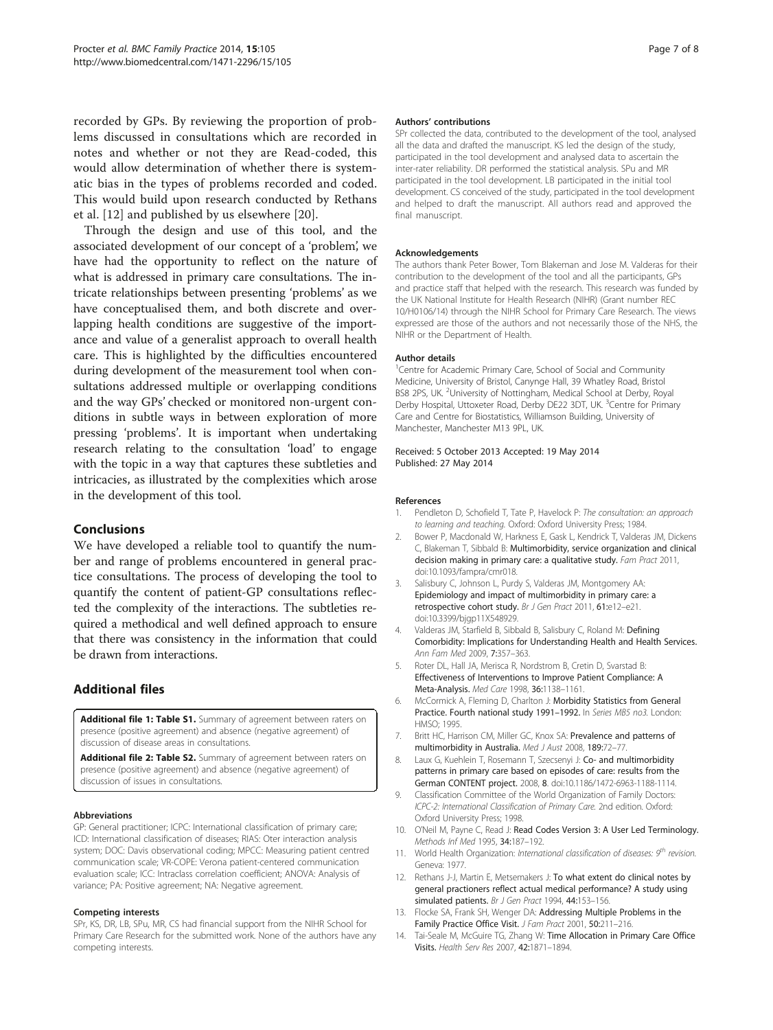recorded by GPs. By reviewing the proportion of problems discussed in consultations which are recorded in notes and whether or not they are Read-coded, this would allow determination of whether there is systematic bias in the types of problems recorded and coded. This would build upon research conducted by Rethans et al. [12] and published by us elsewhere [20].

Through the design and use of this tool, and the associated development of our concept of a 'problem', we have had the opportunity to reflect on the nature of what is addressed in primary care consultations. The intricate relationships between presenting 'problems' as we have conceptualised them, and both discrete and overlapping health conditions are suggestive of the importance and value of a generalist approach to overall health care. This is highlighted by the difficulties encountered during development of the measurement tool when consultations addressed multiple or overlapping conditions and the way GPs' checked or monitored non-urgent conditions in subtle ways in between exploration of more pressing 'problems'. It is important when undertaking research relating to the consultation 'load' to engage with the topic in a way that captures these subtleties and intricacies, as illustrated by the complexities which arose in the development of this tool.

## Conclusions

We have developed a reliable tool to quantify the number and range of problems encountered in general practice consultations. The process of developing the tool to quantify the content of patient-GP consultations reflected the complexity of the interactions. The subtleties required a methodical and well defined approach to ensure that there was consistency in the information that could be drawn from interactions.

## Additional files

**Additional file 1: Table S1.** Summary of agreement between raters on presence (positive agreement) and absence (negative agreement) of discussion of disease areas in consultations.

**Additional file 2: Table S2.** Summary of agreement between raters on presence (positive agreement) and absence (negative agreement) of discussion of issues in consultations.

#### Abbreviations

GP: General practitioner; ICPC: International classification of primary care; ICD: International classification of diseases; RIAS: Oter interaction analysis system; DOC: Davis observational coding; MPCC: Measuring patient centred communication scale; VR-COPE: Verona patient-centered communication evaluation scale; ICC: Intraclass correlation coefficient; ANOVA: Analysis of variance; PA: Positive agreement; NA: Negative agreement.

#### Competing interests

SPr, KS, DR, LB, SPu, MR, CS had financial support from the NIHR School for Primary Care Research for the submitted work. None of the authors have any competing interests.

#### Authors' contributions

SPr collected the data, contributed to the development of the tool, analysed all the data and drafted the manuscript. KS led the design of the study, participated in the tool development and analysed data to ascertain the inter-rater reliability. DR performed the statistical analysis. SPu and MR participated in the tool development. LB participated in the initial tool development. CS conceived of the study, participated in the tool development and helped to draft the manuscript. All authors read and approved the final manuscript.

#### Acknowledgements

The authors thank Peter Bower, Tom Blakeman and Jose M. Valderas for their contribution to the development of the tool and all the participants, GPs and practice staff that helped with the research. This research was funded by the UK National Institute for Health Research (NIHR) (Grant number REC 10/H0106/14) through the NIHR School for Primary Care Research. The views expressed are those of the authors and not necessarily those of the NHS, the NIHR or the Department of Health.

#### Author details

[1]Centre for Academic Primary Care, School of Social and Community Medicine, University of Bristol, Canynge Hall, 39 Whatley Road, Bristol BS8 2PS, UK. [2]University of Nottingham, Medical School at Derby, Royal Derby Hospital, Uttoxeter Road, Derby DE22 3DT, UK. [3]Centre for Primary Care and Centre for Biostatistics, Williamson Building, University of Manchester, Manchester M13 9PL, UK.

Received: 5 October 2013 Accepted: 19 May 2014
Published: 27 May 2014

#### References

1. Pendleton D, Schofield T, Tate P, Havelock P: *The consultation: an approach to learning and teaching.* Oxford: Oxford University Press; 1984.
2. Bower P, Macdonald W, Harkness E, Gask L, Kendrick T, Valderas JM, Dickens C, Blakeman T, Sibbald B: **Multimorbidity, service organization and clinical decision making in primary care: a qualitative study.** *Fam Pract* 2011, doi:10.1093/fampra/cmr018.
3. Salisbury C, Johnson L, Purdy S, Valderas JM, Montgomery AA: **Epidemiology and impact of multimorbidity in primary care: a retrospective cohort study.** *Br J Gen Pract* 2011, **61:**e12–e21. doi:10.3399/bjgp11X548929.
4. Valderas JM, Starfield B, Sibbald B, Salisbury C, Roland M: **Defining Comorbidity: Implications for Understanding Health and Health Services.** *Ann Fam Med* 2009, **7:**357–363.
5. Roter DL, Hall JA, Merisca R, Nordstrom B, Cretin D, Svarstad B: **Effectiveness of Interventions to Improve Patient Compliance: A Meta-Analysis.** *Med Care* 1998, **36:**1138–1161.
6. McCormick A, Fleming D, Charlton J: **Morbidity Statistics from General Practice. Fourth national study 1991–1992.** In *Series MB5 no3.* London: HMSO; 1995.
7. Britt HC, Harrison CM, Miller GC, Knox SA: **Prevalence and patterns of multimorbidity in Australia.** *Med J Aust* 2008, **189:**72–77.
8. Laux G, Kuehlein T, Rosemann T, Szecsenyi J: **Co- and multimorbidity patterns in primary care based on episodes of care: results from the German CONTENT project.** 2008, **8**. doi:10.1186/1472-6963-1188-1114.
9. Classification Committee of the World Organization of Family Doctors: *ICPC-2: International Classification of Primary Care.* 2nd edition. Oxford: Oxford University Press; 1998.
10. O'Neil M, Payne C, Read J: **Read Codes Version 3: A User Led Terminology.** *Methods Inf Med* 1995, **34:**187–192.
11. World Health Organization: *International classification of diseases: 9th revision.* Geneva: 1977.
12. Rethans J-J, Martin E, Metsemakers J: **To what extent do clinical notes by general practioners reflect actual medical performance? A study using simulated patients.** *Br J Gen Pract* 1994, **44:**153–156.
13. Flocke SA, Frank SH, Wenger DA: **Addressing Multiple Problems in the Family Practice Office Visit.** *J Fam Pract* 2001, **50:**211–216.
14. Tai-Seale M, McGuire TG, Zhang W: **Time Allocation in Primary Care Office Visits.** *Health Serv Res* 2007, **42:**1871–1894.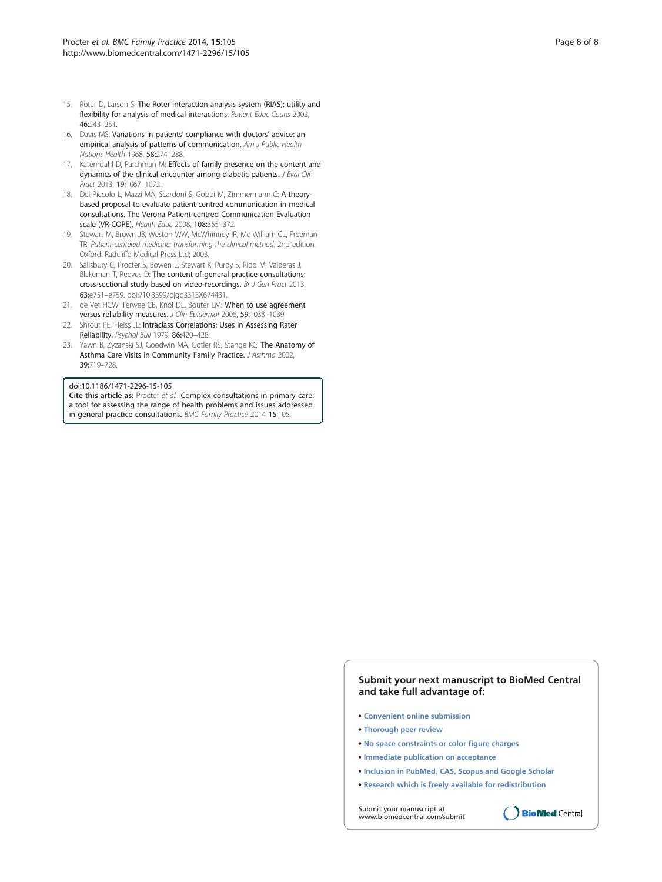15. Roter D, Larson S: **The Roter interaction analysis system (RIAS): utility and flexibility for analysis of medical interactions.** *Patient Educ Couns* 2002, **46:**243–251.
16. Davis MS: **Variations in patients' compliance with doctors' advice: an empirical analysis of patterns of communication.** *Am J Public Health Nations Health* 1968, **58:**274–288.
17. Katerndahl D, Parchman M: **Effects of family presence on the content and dynamics of the clinical encounter among diabetic patients.** *J Eval Clin Pract* 2013, **19:**1067–1072.
18. Del-Piccolo L, Mazzi MA, Scardoni S, Gobbi M, Zimmermann C: **A theory-based proposal to evaluate patient-centred communication in medical consultations. The Verona Patient-centred Communication Evaluation scale (VR-COPE).** *Health Educ* 2008, **108:**355–372.
19. Stewart M, Brown JB, Weston WW, McWhinney IR, Mc William CL, Freeman TR: *Patient-centered medicine: transforming the clinical method.* 2nd edition. Oxford: Radcliffe Medical Press Ltd; 2003.
20. Salisbury C, Procter S, Bowen L, Stewart K, Purdy S, Ridd M, Valderas J, Blakeman T, Reeves D: **The content of general practice consultations: cross-sectional study based on video-recordings.** *Br J Gen Pract* 2013, **63:**e751–e759. doi:710.3399/bjgp3313X674431.
21. de Vet HCW, Terwee CB, Knol DL, Bouter LM: **When to use agreement versus reliability measures.** *J Clin Epidemiol* 2006, **59:**1033–1039.
22. Shrout PE, Fleiss JL: **Intraclass Correlations: Uses in Assessing Rater Reliability.** *Psychol Bull* 1979, **86:**420–428.
23. Yawn B, Zyzanski SJ, Goodwin MA, Gotler RS, Stange KC: **The Anatomy of Asthma Care Visits in Community Family Practice.** *J Asthma* 2002, **39:**719–728.

doi:10.1186/1471-2296-15-105
**Cite this article as:** Procter *et al.*: Complex consultations in primary care: a tool for assessing the range of health problems and issues addressed in general practice consultations. *BMC Family Practice* 2014 **15**:105.

**Submit your next manuscript to BioMed Central and take full advantage of:**

- **Convenient online submission**
- **Thorough peer review**
- **No space constraints or color figure charges**
- **Immediate publication on acceptance**
- **Inclusion in PubMed, CAS, Scopus and Google Scholar**
- **Research which is freely available for redistribution**

Submit your manuscript at
www.biomedcentral.com/submit

BioMed Central